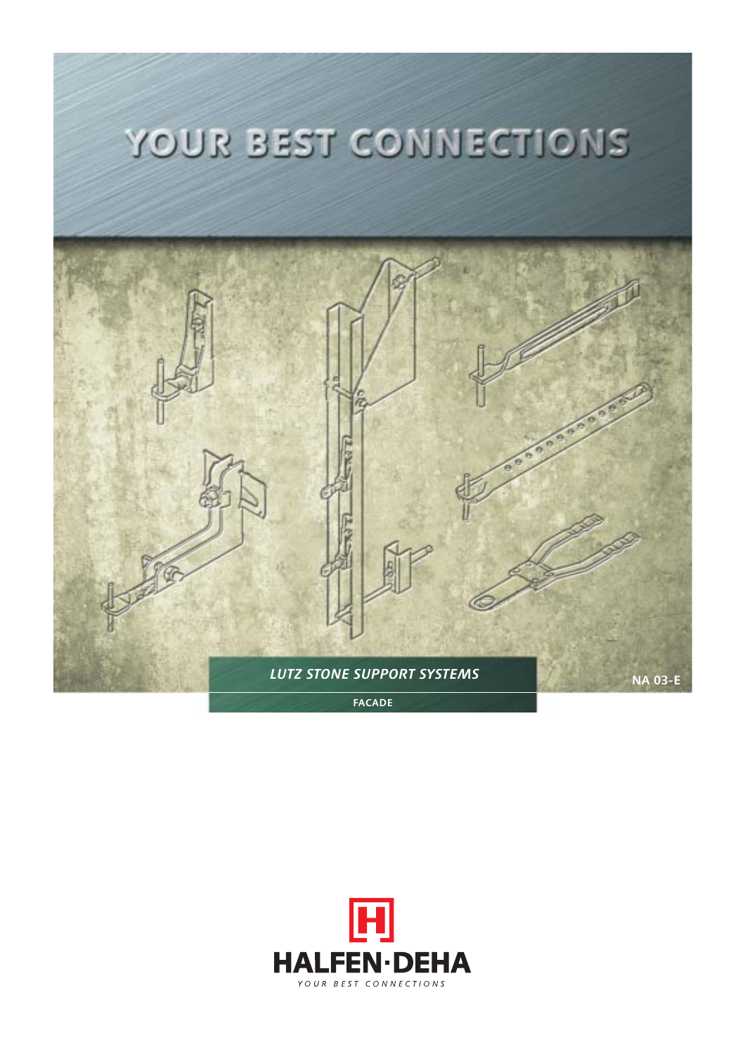# YOUR BEST CONNECTIONS

*LUTZ STONE SUPPORT SYSTEMS*

NA 03-E

FACADE

HALFEN·DEHA

YOUR BEST CONNECTIONS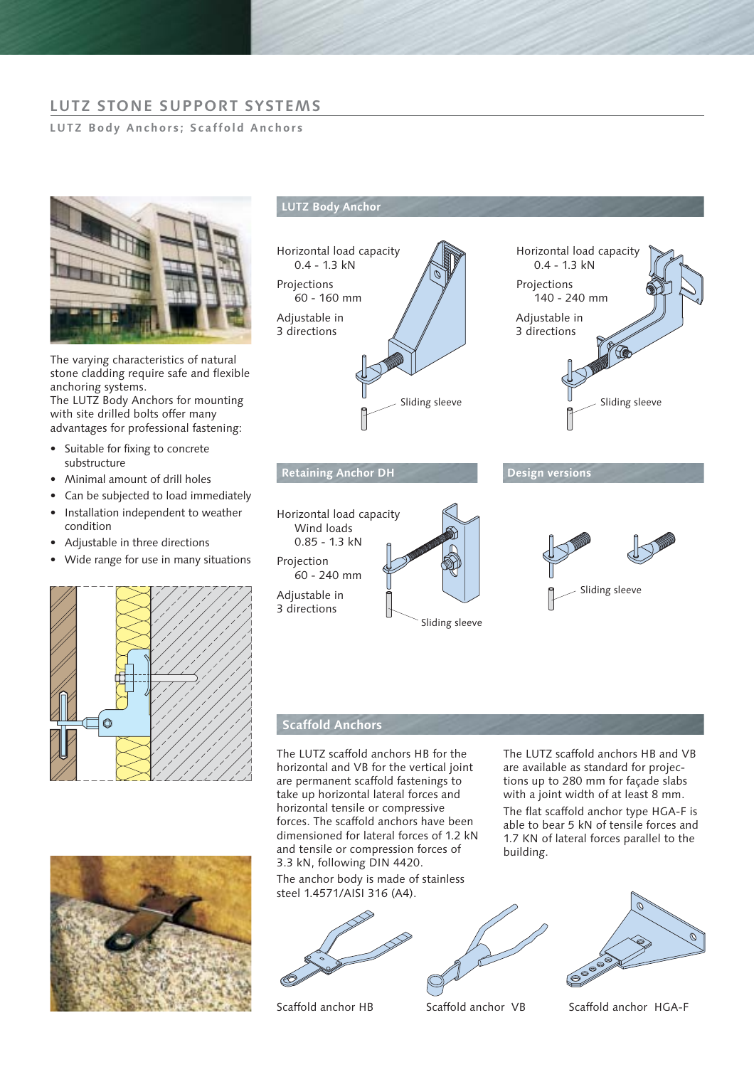# LUTZ STONE SUPPORT SYSTEMS

LUTZ Body Anchors; Scaffold Anchors

The varying characteristics of natural stone cladding require safe and flexible anchoring systems.
The LUTZ Body Anchors for mounting with site drilled bolts offer many advantages for professional fastening:

- Suitable for fixing to concrete substructure
- Minimal amount of drill holes
- Can be subjected to load immediately
- Installation independent to weather condition
- Adjustable in three directions
- Wide range for use in many situations

## LUTZ Body Anchor

Horizontal load capacity
0.4 - 1.3 kN

Projections
60 - 160 mm

Adjustable in
3 directions

Sliding sleeve

Horizontal load capacity
0.4 - 1.3 kN

Projections
140 - 240 mm

Adjustable in
3 directions

Sliding sleeve

## Retaining Anchor DH

Horizontal load capacity
Wind loads
0.85 - 1.3 kN

Projection
60 - 240 mm

Adjustable in
3 directions

Sliding sleeve

## Design versions

Sliding sleeve

## Scaffold Anchors

The LUTZ scaffold anchors HB for the horizontal and VB for the vertical joint are permanent scaffold fastenings to take up horizontal lateral forces and horizontal tensile or compressive forces. The scaffold anchors have been dimensioned for lateral forces of 1.2 kN and tensile or compression forces of 3.3 kN, following DIN 4420.

The anchor body is made of stainless steel 1.4571/AISI 316 (A4).

The LUTZ scaffold anchors HB and VB are available as standard for projections up to 280 mm for façade slabs with a joint width of at least 8 mm.

The flat scaffold anchor type HGA-F is able to bear 5 kN of tensile forces and 1.7 KN of lateral forces parallel to the building.

Scaffold anchor HB

Scaffold anchor VB

Scaffold anchor HGA-F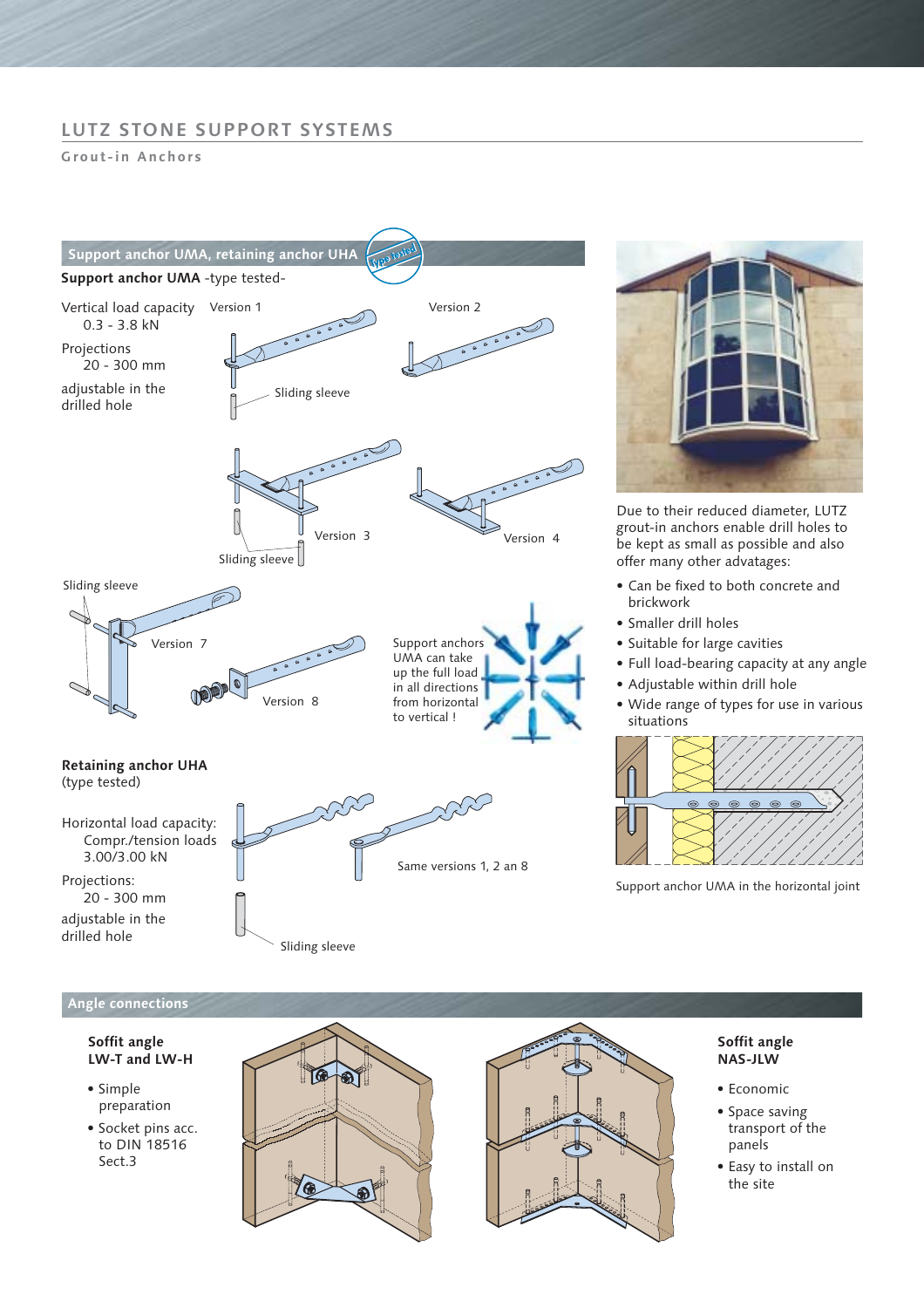# LUTZ STONE SUPPORT SYSTEMS

## Grout-in Anchors

### Support anchor UMA, retaining anchor UHA

Type tested

**Support anchor UMA** -type tested-

Vertical load capacity
0.3 - 3.8 kN

Projections
20 - 300 mm

adjustable in the drilled hole

Version 1

Version 2

Sliding sleeve

Version 3

Version 4

Sliding sleeve

Sliding sleeve

Version 7

Version 8

Support anchors UMA can take up the full load in all directions from horizontal to vertical !

**Retaining anchor UHA**
(type tested)

Horizontal load capacity:
Compr./tension loads
3.00/3.00 kN

Projections:
20 - 300 mm

adjustable in the drilled hole

Same versions 1, 2 an 8

Sliding sleeve

Due to their reduced diameter, LUTZ grout-in anchors enable drill holes to be kept as small as possible and also offer many other advatages:

- Can be fixed to both concrete and brickwork
- Smaller drill holes
- Suitable for large cavities
- Full load-bearing capacity at any angle
- Adjustable within drill hole
- Wide range of types for use in various situations

Support anchor UMA in the horizontal joint

### Angle connections

**Soffit angle LW-T and LW-H**

- Simple preparation
- Socket pins acc. to DIN 18516 Sect.3

**Soffit angle NAS-JLW**

- Economic
- Space saving transport of the panels
- Easy to install on the site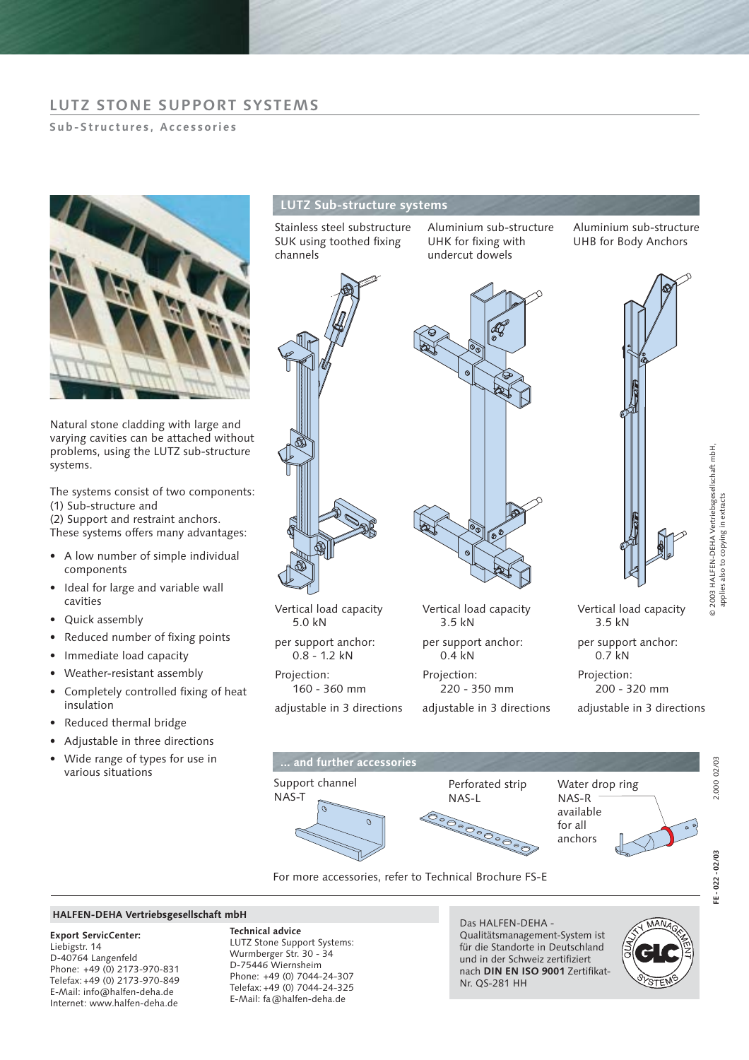# LUTZ STONE SUPPORT SYSTEMS

**Sub-Structures, Accessories**

Natural stone cladding with large and varying cavities can be attached without problems, using the LUTZ sub-structure systems.

The systems consist of two components:
(1) Sub-structure and
(2) Support and restraint anchors.
These systems offers many advantages:

- A low number of simple individual components
- Ideal for large and variable wall cavities
- Quick assembly
- Reduced number of fixing points
- Immediate load capacity
- Weather-resistant assembly
- Completely controlled fixing of heat insulation
- Reduced thermal bridge
- Adjustable in three directions
- Wide range of types for use in various situations

## LUTZ Sub-structure systems

| Stainless steel substructure SUK using toothed fixing channels | Aluminium sub-structure UHK for fixing with undercut dowels | Aluminium sub-structure UHB for Body Anchors |
|---|---|---|
| Vertical load capacity 5.0 kN | Vertical load capacity 3.5 kN | Vertical load capacity 3.5 kN |
| per support anchor: 0.8 - 1.2 kN | per support anchor: 0.4 kN | per support anchor: 0.7 kN |
| Projection: 160 - 360 mm | Projection: 220 - 350 mm | Projection: 200 - 320 mm |
| adjustable in 3 directions | adjustable in 3 directions | adjustable in 3 directions |

## ... and further accessories

Support channel NAS-T

Perforated strip NAS-L

Water drop ring NAS-R available for all anchors

For more accessories, refer to Technical Brochure FS-E

© 2003 HALFEN-DEHA Vertriebsgesellschaft mbH, applies also to copying in extracts

2.000 02/03

FE - 022 - 02/03

**HALFEN-DEHA Vertriebsgesellschaft mbH**

**Export ServicCenter:**
Liebigstr. 14
D-40764 Langenfeld
Phone: +49 (0) 2173-970-831
Telefax: +49 (0) 2173-970-849
E-Mail: info@halfen-deha.de
Internet: www.halfen-deha.de

**Technical advice**
LUTZ Stone Support Systems:
Wurmberger Str. 30 - 34
D-75446 Wiernsheim
Phone: +49 (0) 7044-24-307
Telefax: +49 (0) 7044-24-325
E-Mail: fa@halfen-deha.de

Das HALFEN-DEHA - Qualitätsmanagement-System ist für die Standorte in Deutschland und in der Schweiz zertifiziert nach **DIN EN ISO 9001** Zertifikat-Nr. QS-281 HH